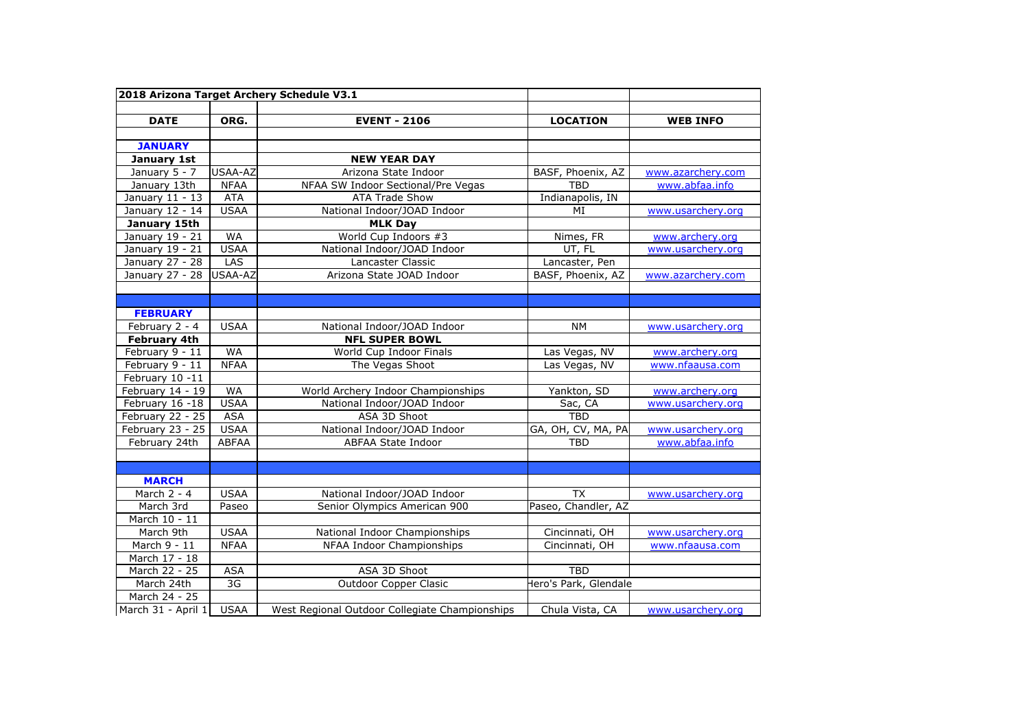| 2018 Arizona Target Archery Schedule V3.1 | | | | |
|---|---|---|---|---|
| | | | | |
| **DATE** | **ORG.** | **EVENT - 2106** | **LOCATION** | **WEB INFO** |
| | | | | |
| **JANUARY** | | | | |
| **January 1st** | | **NEW YEAR DAY** | | |
| January 5 - 7 | USAA-AZ | Arizona State Indoor | BASF, Phoenix, AZ | www.azarchery.com |
| January 13th | NFAA | NFAA SW Indoor Sectional/Pre Vegas | TBD | www.abfaa.info |
| January 11 - 13 | ATA | ATA Trade Show | Indianapolis, IN | |
| January 12 - 14 | USAA | National Indoor/JOAD Indoor | MI | www.usarchery.org |
| **January 15th** | | **MLK Day** | | |
| January 19 - 21 | WA | World Cup Indoors #3 | Nimes, FR | www.archery.org |
| January 19 - 21 | USAA | National Indoor/JOAD Indoor | UT, FL | www.usarchery.org |
| January 27 - 28 | LAS | Lancaster Classic | Lancaster, Pen | |
| January 27 - 28 | USAA-AZ | Arizona State JOAD Indoor | BASF, Phoenix, AZ | www.azarchery.com |
| | | | | |
| | | | | |
| **FEBRUARY** | | | | |
| February 2 - 4 | USAA | National Indoor/JOAD Indoor | NM | www.usarchery.org |
| **February 4th** | | **NFL SUPER BOWL** | | |
| February 9 - 11 | WA | World Cup Indoor Finals | Las Vegas, NV | www.archery.org |
| February 9 - 11 | NFAA | The Vegas Shoot | Las Vegas, NV | www.nfaausa.com |
| February 10 -11 | | | | |
| February 14 - 19 | WA | World Archery Indoor Championships | Yankton, SD | www.archery.org |
| February 16 -18 | USAA | National Indoor/JOAD Indoor | Sac, CA | www.usarchery.org |
| February 22 - 25 | ASA | ASA 3D Shoot | TBD | |
| February 23 - 25 | USAA | National Indoor/JOAD Indoor | GA, OH, CV, MA, PA | www.usarchery.org |
| February 24th | ABFAA | ABFAA State Indoor | TBD | www.abfaa.info |
| | | | | |
| | | | | |
| **MARCH** | | | | |
| March 2 - 4 | USAA | National Indoor/JOAD Indoor | TX | www.usarchery.org |
| March 3rd | Paseo | Senior Olympics American 900 | Paseo, Chandler, AZ | |
| March 10 - 11 | | | | |
| March 9th | USAA | National Indoor Championships | Cincinnati, OH | www.usarchery.org |
| March 9 - 11 | NFAA | NFAA Indoor Championships | Cincinnati, OH | www.nfaausa.com |
| March 17 - 18 | | | | |
| March 22 - 25 | ASA | ASA 3D Shoot | TBD | |
| March 24th | 3G | Outdoor Copper Clasic | Hero's Park, Glendale | |
| March 24 - 25 | | | | |
| March 31 - April 1 | USAA | West Regional Outdoor Collegiate Championships | Chula Vista, CA | www.usarchery.org |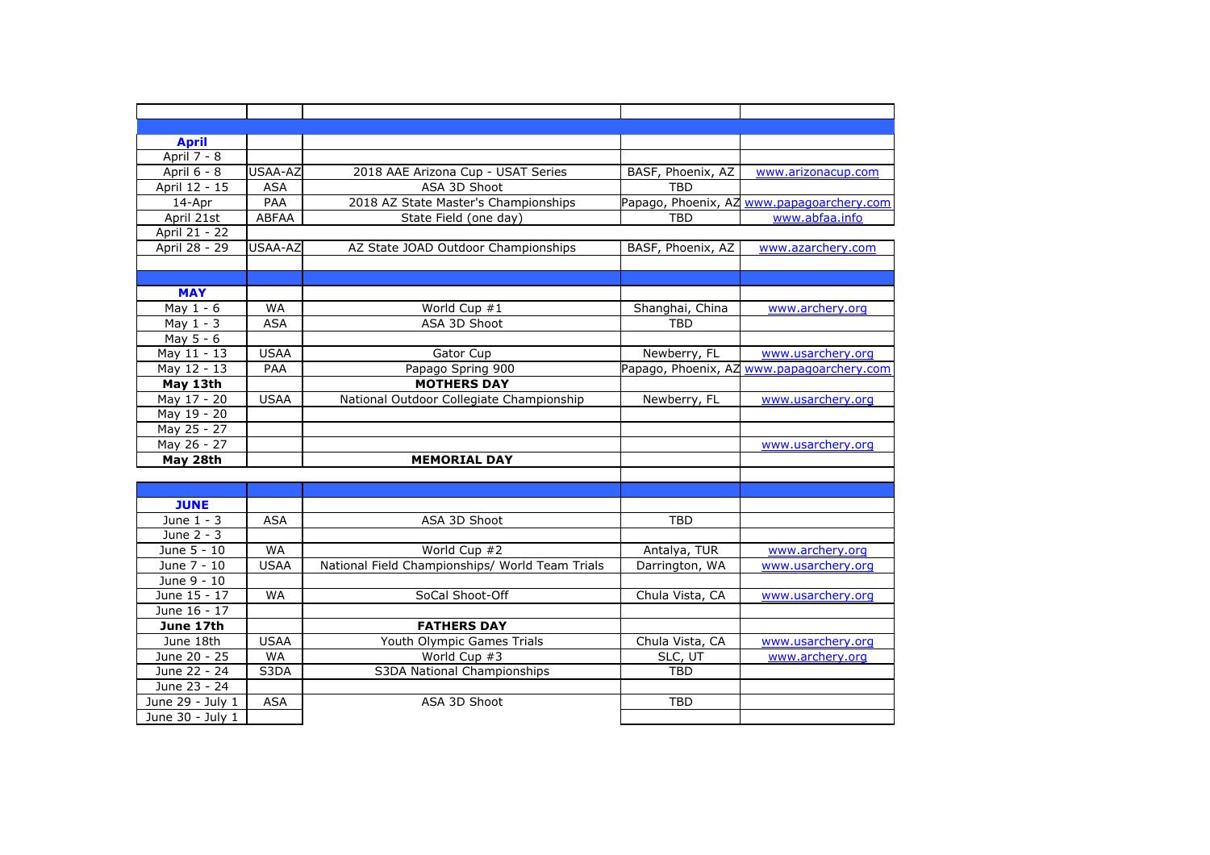| | | | | |
|---|---|---|---|---|
| | | | | |
| **April** | | | | |
| April 7 - 8 | | | | |
| April 6 - 8 | USAA-AZ | 2018 AAE Arizona Cup - USAT Series | BASF, Phoenix, AZ | www.arizonacup.com |
| April 12 - 15 | ASA | ASA 3D Shoot | TBD | |
| 14-Apr | PAA | 2018 AZ State Master's Championships | Papago, Phoenix, AZ | www.papagoarchery.com |
| April 21st | ABFAA | State Field (one day) | TBD | www.abfaa.info |
| April 21 - 22 | | | | |
| April 28 - 29 | USAA-AZ | AZ State JOAD Outdoor Championships | BASF, Phoenix, AZ | www.azarchery.com |
| | | | | |
| | | | | |
| **MAY** | | | | |
| May 1 - 6 | WA | World Cup #1 | Shanghai, China | www.archery.org |
| May 1 - 3 | ASA | ASA 3D Shoot | TBD | |
| May 5 - 6 | | | | |
| May 11 - 13 | USAA | Gator Cup | Newberry, FL | www.usarchery.org |
| May 12 - 13 | PAA | Papago Spring 900 | Papago, Phoenix, AZ | www.papagoarchery.com |
| **May 13th** | | **MOTHERS DAY** | | |
| May 17 - 20 | USAA | National Outdoor Collegiate Championship | Newberry, FL | www.usarchery.org |
| May 19 - 20 | | | | |
| May 25 - 27 | | | | |
| May 26 - 27 | | | | www.usarchery.org |
| **May 28th** | | **MEMORIAL DAY** | | |
| | | | | |
| | | | | |
| **JUNE** | | | | |
| June 1 - 3 | ASA | ASA 3D Shoot | TBD | |
| June 2 - 3 | | | | |
| June 5 - 10 | WA | World Cup #2 | Antalya, TUR | www.archery.org |
| June 7 - 10 | USAA | National Field Championships/ World Team Trials | Darrington, WA | www.usarchery.org |
| June 9 - 10 | | | | |
| June 15 - 17 | WA | SoCal Shoot-Off | Chula Vista, CA | www.usarchery.org |
| June 16 - 17 | | | | |
| **June 17th** | | **FATHERS DAY** | | |
| June 18th | USAA | Youth Olympic Games Trials | Chula Vista, CA | www.usarchery.org |
| June 20 - 25 | WA | World Cup #3 | SLC, UT | www.archery.org |
| June 22 - 24 | S3DA | S3DA National Championships | TBD | |
| June 23 - 24 | | | | |
| June 29 - July 1 | ASA | ASA 3D Shoot | TBD | |
| June 30 - July 1 | | | | |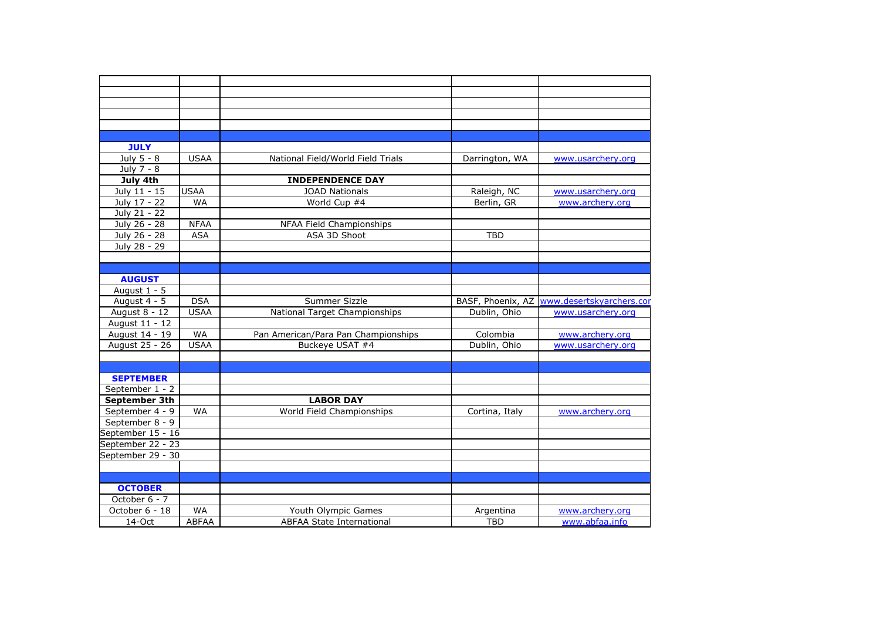| | | | | |
|---|---|---|---|---|
| | | | | |
| | | | | |
| | | | | |
| | | | | |
| | | | | |
| **JULY** | | | | |
| July 5 - 8 | USAA | National Field/World Field Trials | Darrington, WA | www.usarchery.org |
| July 7 - 8 | | | | |
| **July 4th** | | **INDEPENDENCE DAY** | | |
| July 11 - 15 | USAA | JOAD Nationals | Raleigh, NC | www.usarchery.org |
| July 17 - 22 | WA | World Cup #4 | Berlin, GR | www.archery.org |
| July 21 - 22 | | | | |
| July 26 - 28 | NFAA | NFAA Field Championships | | |
| July 26 - 28 | ASA | ASA 3D Shoot | TBD | |
| July 28 - 29 | | | | |
| | | | | |
| | | | | |
| **AUGUST** | | | | |
| August 1 - 5 | | | | |
| August 4 - 5 | DSA | Summer Sizzle | BASF, Phoenix, AZ | www.desertskyarchers.cor |
| August 8 - 12 | USAA | National Target Championships | Dublin, Ohio | www.usarchery.org |
| August 11 - 12 | | | | |
| August 14 - 19 | WA | Pan American/Para Pan Championships | Colombia | www.archery.org |
| August 25 - 26 | USAA | Buckeye USAT #4 | Dublin, Ohio | www.usarchery.org |
| | | | | |
| | | | | |
| **SEPTEMBER** | | | | |
| September 1 - 2 | | | | |
| **September 3th** | | **LABOR DAY** | | |
| September 4 - 9 | WA | World Field Championships | Cortina, Italy | www.archery.org |
| September 8 - 9 | | | | |
| September 15 - 16 | | | | |
| September 22 - 23 | | | | |
| September 29 - 30 | | | | |
| | | | | |
| | | | | |
| **OCTOBER** | | | | |
| October 6 - 7 | | | | |
| October 6 - 18 | WA | Youth Olympic Games | Argentina | www.archery.org |
| 14-Oct | ABFAA | ABFAA State International | TBD | www.abfaa.info |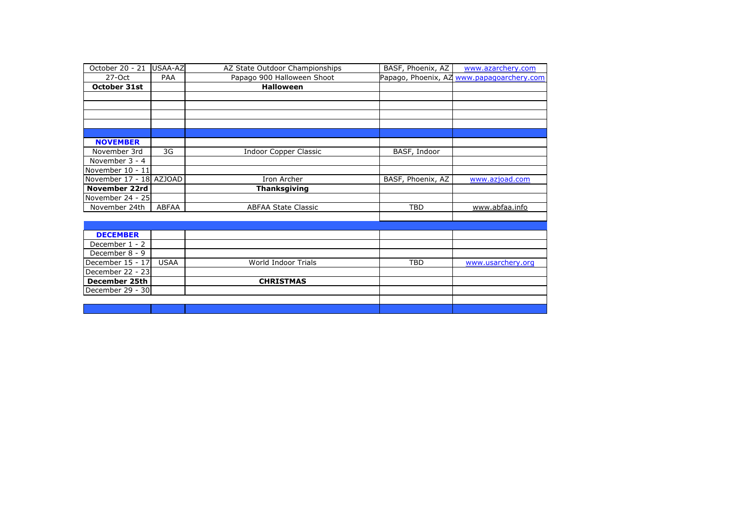| | | | | |
|---|---|---|---|---|
| October 20 - 21 | USAA-AZ | AZ State Outdoor Championships | BASF, Phoenix, AZ | www.azarchery.com |
| 27-Oct | PAA | Papago 900 Halloween Shoot | Papago, Phoenix, AZ | www.papagoarchery.com |
| **October 31st** | | **Halloween** | | |
| | | | | |
| | | | | |
| | | | | |
| | | | | |
| | | | | |
| **NOVEMBER** | | | | |
| November 3rd | 3G | Indoor Copper Classic | BASF, Indoor | |
| November 3 - 4 | | | | |
| November 10 - 11 | | | | |
| November 17 - 18 | AZJOAD | Iron Archer | BASF, Phoenix, AZ | www.azjoad.com |
| **November 22rd** | | **Thanksgiving** | | |
| November 24 - 25 | | | | |
| November 24th | ABFAA | ABFAA State Classic | TBD | www.abfaa.info |
| | | | | |
| | | | | |
| **DECEMBER** | | | | |
| December 1 - 2 | | | | |
| December 8 - 9 | | | | |
| December 15 - 17 | USAA | World Indoor Trials | TBD | www.usarchery.org |
| December 22 - 23 | | | | |
| **December 25th** | | **CHRISTMAS** | | |
| December 29 - 30 | | | | |
| | | | | |
| | | | | |